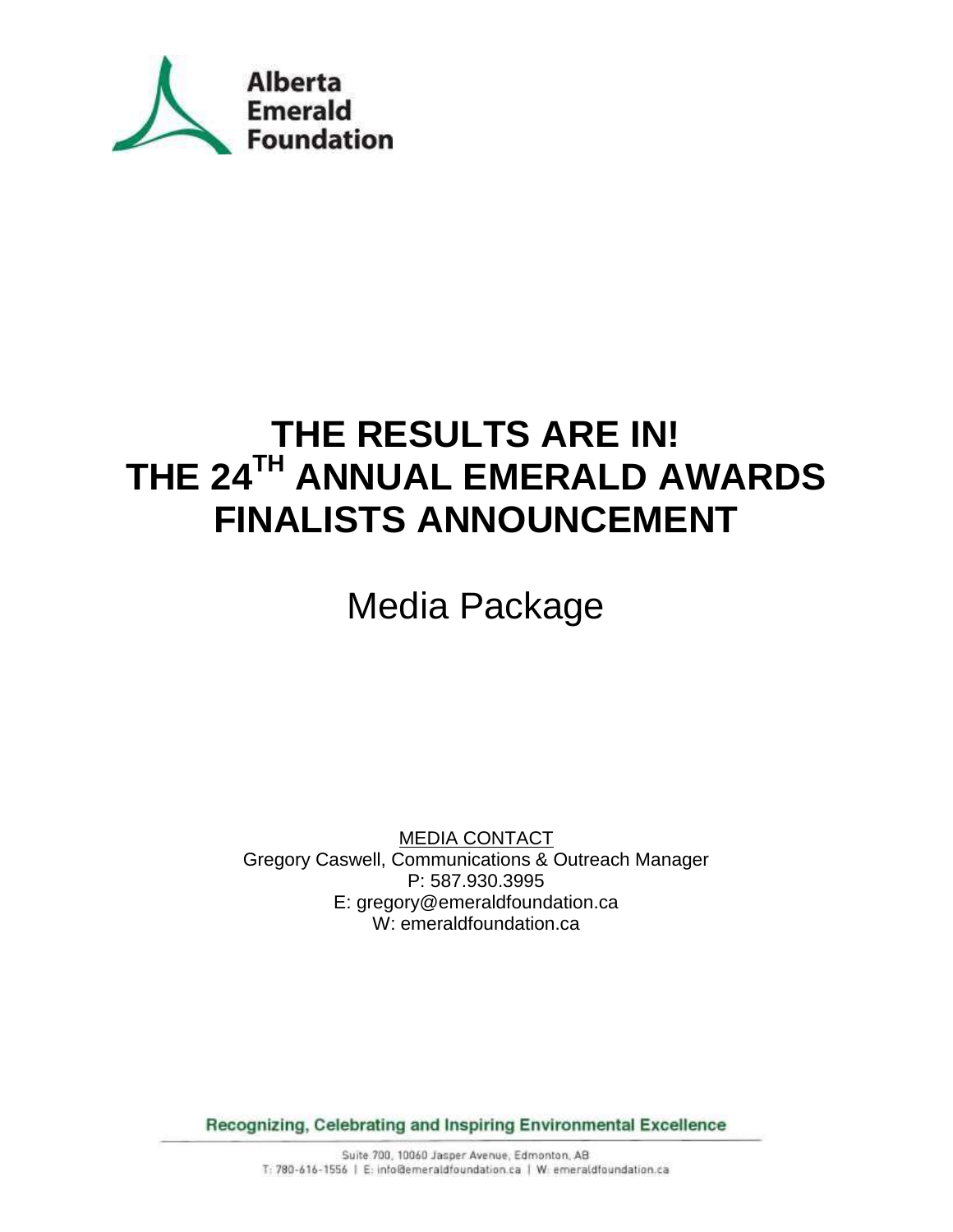Alberta Emerald Foundation

# THE RESULTS ARE IN! THE 24TH ANNUAL EMERALD AWARDS FINALISTS ANNOUNCEMENT

## Media Package

MEDIA CONTACT
Gregory Caswell, Communications & Outreach Manager
P: 587.930.3995
E: gregory@emeraldfoundation.ca
W: emeraldfoundation.ca

**Recognizing, Celebrating and Inspiring Environmental Excellence**

Suite 700, 10060 Jasper Avenue, Edmonton, AB
T: 780-616-1556 | E: info@emeraldfoundation.ca | W: emeraldfoundation.ca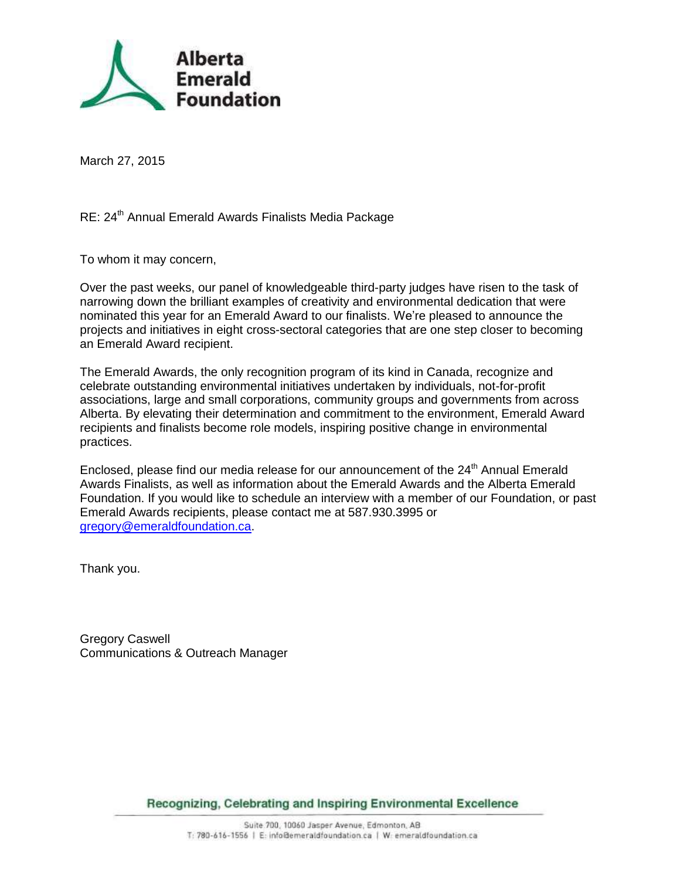**Alberta Emerald Foundation**

March 27, 2015

RE: 24th Annual Emerald Awards Finalists Media Package

To whom it may concern,

Over the past weeks, our panel of knowledgeable third-party judges have risen to the task of narrowing down the brilliant examples of creativity and environmental dedication that were nominated this year for an Emerald Award to our finalists. We're pleased to announce the projects and initiatives in eight cross-sectoral categories that are one step closer to becoming an Emerald Award recipient.

The Emerald Awards, the only recognition program of its kind in Canada, recognize and celebrate outstanding environmental initiatives undertaken by individuals, not-for-profit associations, large and small corporations, community groups and governments from across Alberta. By elevating their determination and commitment to the environment, Emerald Award recipients and finalists become role models, inspiring positive change in environmental practices.

Enclosed, please find our media release for our announcement of the 24th Annual Emerald Awards Finalists, as well as information about the Emerald Awards and the Alberta Emerald Foundation. If you would like to schedule an interview with a member of our Foundation, or past Emerald Awards recipients, please contact me at 587.930.3995 or gregory@emeraldfoundation.ca.

Thank you.

Gregory Caswell
Communications & Outreach Manager

Recognizing, Celebrating and Inspiring Environmental Excellence

Suite 700, 10060 Jasper Avenue, Edmonton, AB
T: 780-616-1556 | E: info@emeraldfoundation.ca | W: emeraldfoundation.ca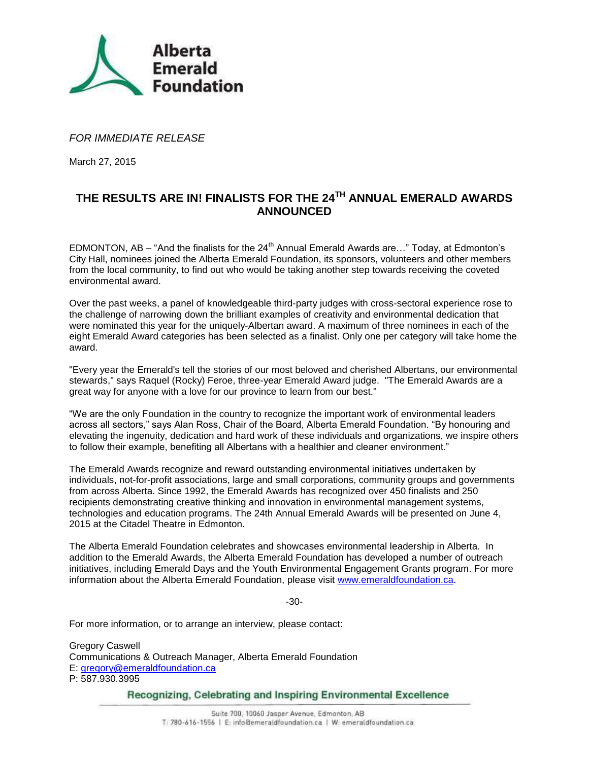**Alberta Emerald Foundation**

*FOR IMMEDIATE RELEASE*

March 27, 2015

## THE RESULTS ARE IN! FINALISTS FOR THE 24[TH] ANNUAL EMERALD AWARDS ANNOUNCED

EDMONTON, AB – "And the finalists for the 24[th] Annual Emerald Awards are…" Today, at Edmonton's City Hall, nominees joined the Alberta Emerald Foundation, its sponsors, volunteers and other members from the local community, to find out who would be taking another step towards receiving the coveted environmental award.

Over the past weeks, a panel of knowledgeable third-party judges with cross-sectoral experience rose to the challenge of narrowing down the brilliant examples of creativity and environmental dedication that were nominated this year for the uniquely-Albertan award. A maximum of three nominees in each of the eight Emerald Award categories has been selected as a finalist. Only one per category will take home the award.

"Every year the Emerald's tell the stories of our most beloved and cherished Albertans, our environmental stewards," says Raquel (Rocky) Feroe, three-year Emerald Award judge. "The Emerald Awards are a great way for anyone with a love for our province to learn from our best."

"We are the only Foundation in the country to recognize the important work of environmental leaders across all sectors," says Alan Ross, Chair of the Board, Alberta Emerald Foundation. "By honouring and elevating the ingenuity, dedication and hard work of these individuals and organizations, we inspire others to follow their example, benefiting all Albertans with a healthier and cleaner environment."

The Emerald Awards recognize and reward outstanding environmental initiatives undertaken by individuals, not-for-profit associations, large and small corporations, community groups and governments from across Alberta. Since 1992, the Emerald Awards has recognized over 450 finalists and 250 recipients demonstrating creative thinking and innovation in environmental management systems, technologies and education programs. The 24th Annual Emerald Awards will be presented on June 4, 2015 at the Citadel Theatre in Edmonton.

The Alberta Emerald Foundation celebrates and showcases environmental leadership in Alberta. In addition to the Emerald Awards, the Alberta Emerald Foundation has developed a number of outreach initiatives, including Emerald Days and the Youth Environmental Engagement Grants program. For more information about the Alberta Emerald Foundation, please visit www.emeraldfoundation.ca.

-30-

For more information, or to arrange an interview, please contact:

Gregory Caswell
Communications & Outreach Manager, Alberta Emerald Foundation
E: gregory@emeraldfoundation.ca
P: 587.930.3995

**Recognizing, Celebrating and Inspiring Environmental Excellence**

Suite 700, 10060 Jasper Avenue, Edmonton, AB
T: 780-616-1556 | E: info@emeraldfoundation.ca | W: emeraldfoundation.ca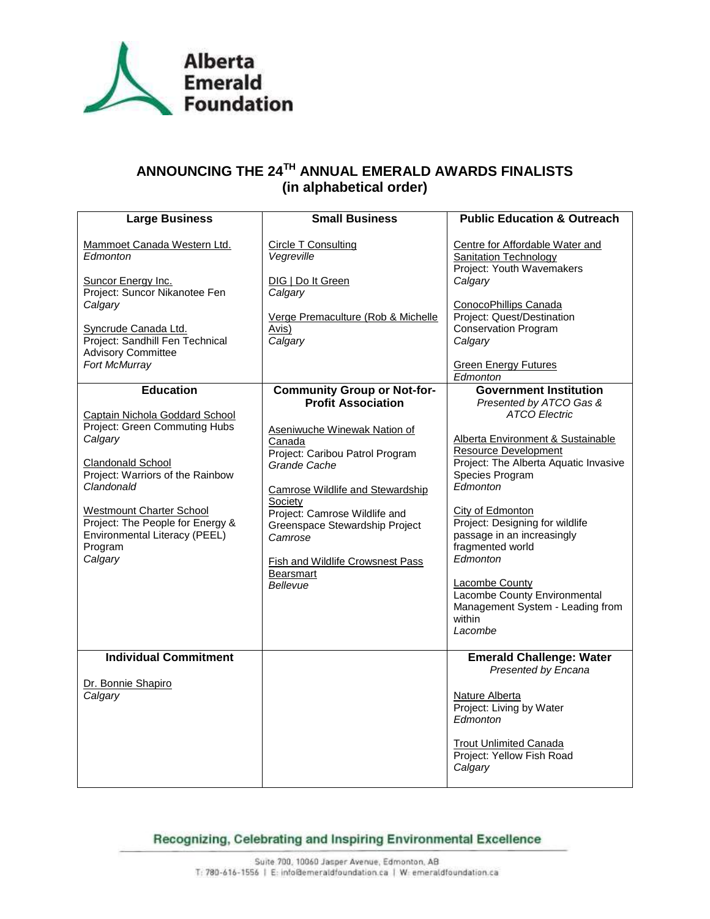Alberta Emerald Foundation

## ANNOUNCING THE 24[TH] ANNUAL EMERALD AWARDS FINALISTS (in alphabetical order)

| Large Business | Small Business | Public Education & Outreach |
|---|---|---|
| Mammoet Canada Western Ltd.<br>*Edmonton*<br><br>Suncor Energy Inc.<br>Project: Suncor Nikanotee Fen<br>*Calgary*<br><br>Syncrude Canada Ltd.<br>Project: Sandhill Fen Technical Advisory Committee<br>*Fort McMurray* | Circle T Consulting<br>*Vegreville*<br><br>DIG \| Do It Green<br>*Calgary*<br><br>Verge Premaculture (Rob & Michelle Avis)<br>*Calgary* | Centre for Affordable Water and Sanitation Technology<br>Project: Youth Wavemakers<br>*Calgary*<br><br>ConocoPhillips Canada<br>Project: Quest/Destination Conservation Program<br>*Calgary*<br><br>Green Energy Futures<br>*Edmonton* |
| **Education** | **Community Group or Not-for-Profit Association** | **Government Institution**<br>*Presented by ATCO Gas & ATCO Electric* |
| Captain Nichola Goddard School<br>Project: Green Commuting Hubs<br>*Calgary*<br><br>Clandonald School<br>Project: Warriors of the Rainbow<br>*Clandonald*<br><br>Westmount Charter School<br>Project: The People for Energy & Environmental Literacy (PEEL) Program<br>*Calgary* | Aseniwuche Winewak Nation of Canada<br>Project: Caribou Patrol Program<br>*Grande Cache*<br><br>Camrose Wildlife and Stewardship Society<br>Project: Camrose Wildlife and Greenspace Stewardship Project<br>*Camrose*<br><br>Fish and Wildlife Crowsnest Pass Bearsmart<br>*Bellevue* | Alberta Environment & Sustainable Resource Development<br>Project: The Alberta Aquatic Invasive Species Program<br>*Edmonton*<br><br>City of Edmonton<br>Project: Designing for wildlife passage in an increasingly fragmented world<br>*Edmonton*<br><br>Lacombe County<br>Lacombe County Environmental Management System - Leading from within<br>*Lacombe* |
| **Individual Commitment** | | **Emerald Challenge: Water**<br>*Presented by Encana* |
| Dr. Bonnie Shapiro<br>*Calgary* | | Nature Alberta<br>Project: Living by Water<br>*Edmonton*<br><br>Trout Unlimited Canada<br>Project: Yellow Fish Road<br>*Calgary* |

Recognizing, Celebrating and Inspiring Environmental Excellence

Suite 700, 10060 Jasper Avenue, Edmonton, AB
T: 780-616-1556 | E: info@emeraldfoundation.ca | W: emeraldfoundation.ca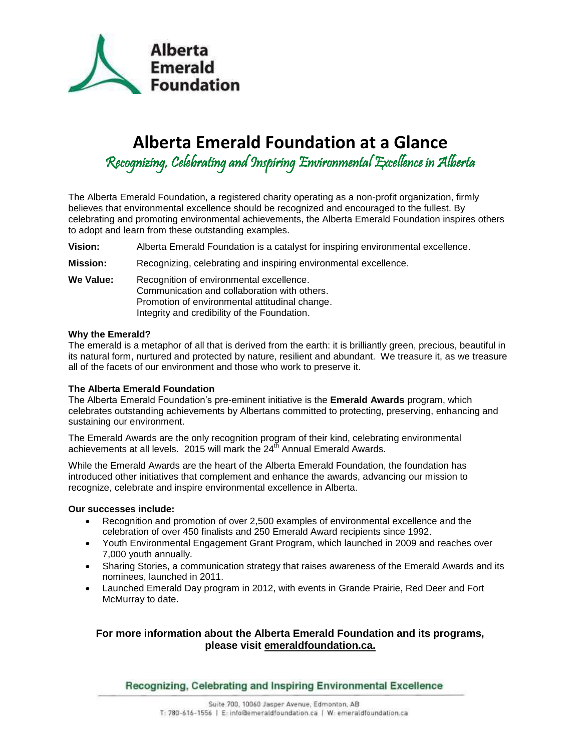# Alberta Emerald Foundation at a Glance

*Recognizing, Celebrating and Inspiring Environmental Excellence in Alberta*

The Alberta Emerald Foundation, a registered charity operating as a non-profit organization, firmly believes that environmental excellence should be recognized and encouraged to the fullest. By celebrating and promoting environmental achievements, the Alberta Emerald Foundation inspires others to adopt and learn from these outstanding examples.

**Vision:** Alberta Emerald Foundation is a catalyst for inspiring environmental excellence.

**Mission:** Recognizing, celebrating and inspiring environmental excellence.

**We Value:** Recognition of environmental excellence.
Communication and collaboration with others.
Promotion of environmental attitudinal change.
Integrity and credibility of the Foundation.

**Why the Emerald?**

The emerald is a metaphor of all that is derived from the earth: it is brilliantly green, precious, beautiful in its natural form, nurtured and protected by nature, resilient and abundant. We treasure it, as we treasure all of the facets of our environment and those who work to preserve it.

**The Alberta Emerald Foundation**

The Alberta Emerald Foundation's pre-eminent initiative is the **Emerald Awards** program, which celebrates outstanding achievements by Albertans committed to protecting, preserving, enhancing and sustaining our environment.

The Emerald Awards are the only recognition program of their kind, celebrating environmental achievements at all levels. 2015 will mark the 24th Annual Emerald Awards.

While the Emerald Awards are the heart of the Alberta Emerald Foundation, the foundation has introduced other initiatives that complement and enhance the awards, advancing our mission to recognize, celebrate and inspire environmental excellence in Alberta.

**Our successes include:**

- Recognition and promotion of over 2,500 examples of environmental excellence and the celebration of over 450 finalists and 250 Emerald Award recipients since 1992.
- Youth Environmental Engagement Grant Program, which launched in 2009 and reaches over 7,000 youth annually.
- Sharing Stories, a communication strategy that raises awareness of the Emerald Awards and its nominees, launched in 2011.
- Launched Emerald Day program in 2012, with events in Grande Prairie, Red Deer and Fort McMurray to date.

**For more information about the Alberta Emerald Foundation and its programs, please visit emeraldfoundation.ca.**

Recognizing, Celebrating and Inspiring Environmental Excellence

Suite 700, 10060 Jasper Avenue, Edmonton, AB
T: 780-616-1556 | E: info@emeraldfoundation.ca | W: emeraldfoundation.ca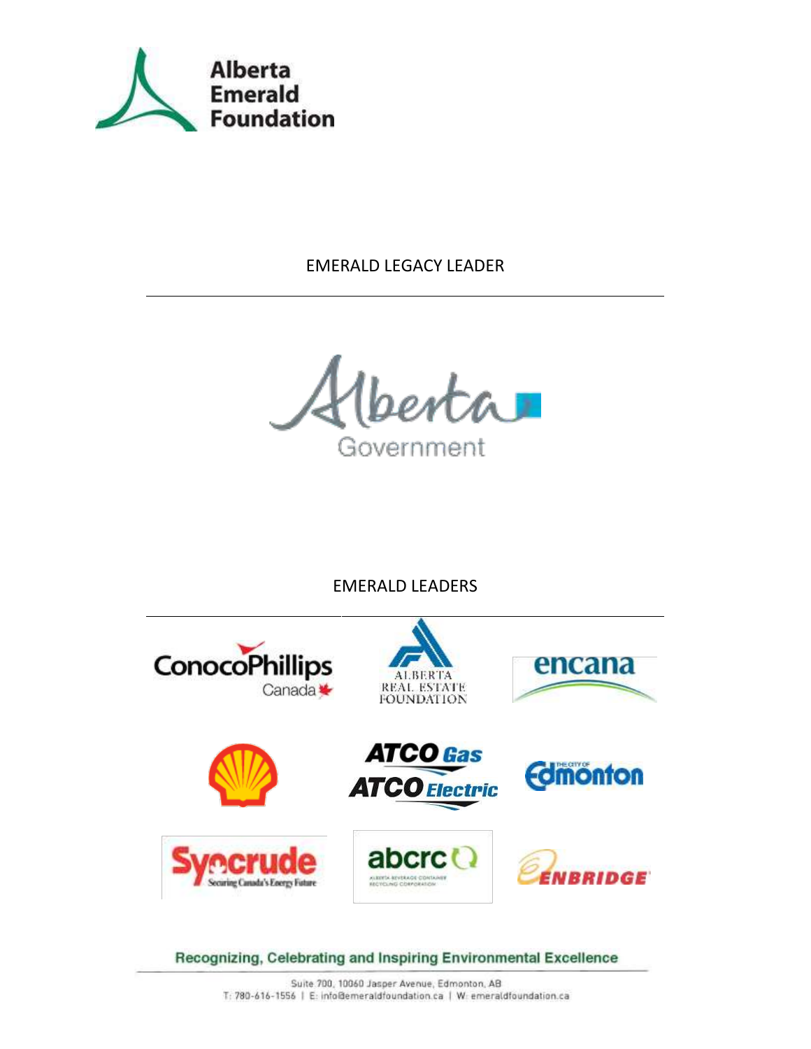Alberta Emerald Foundation

## EMERALD LEGACY LEADER

Alberta Government

## EMERALD LEADERS

ConocoPhillips Canada

Alberta Real Estate Foundation

encana

ATCO Gas
ATCO Electric

The City of Edmonton

Syncrude Securing Canada's Energy Future

abcrc Alberta Beverage Container Recycling Corporation

Enbridge

Recognizing, Celebrating and Inspiring Environmental Excellence

Suite 700, 10060 Jasper Avenue, Edmonton, AB
T: 780-616-1556 | E: info@emeraldfoundation.ca | W: emeraldfoundation.ca